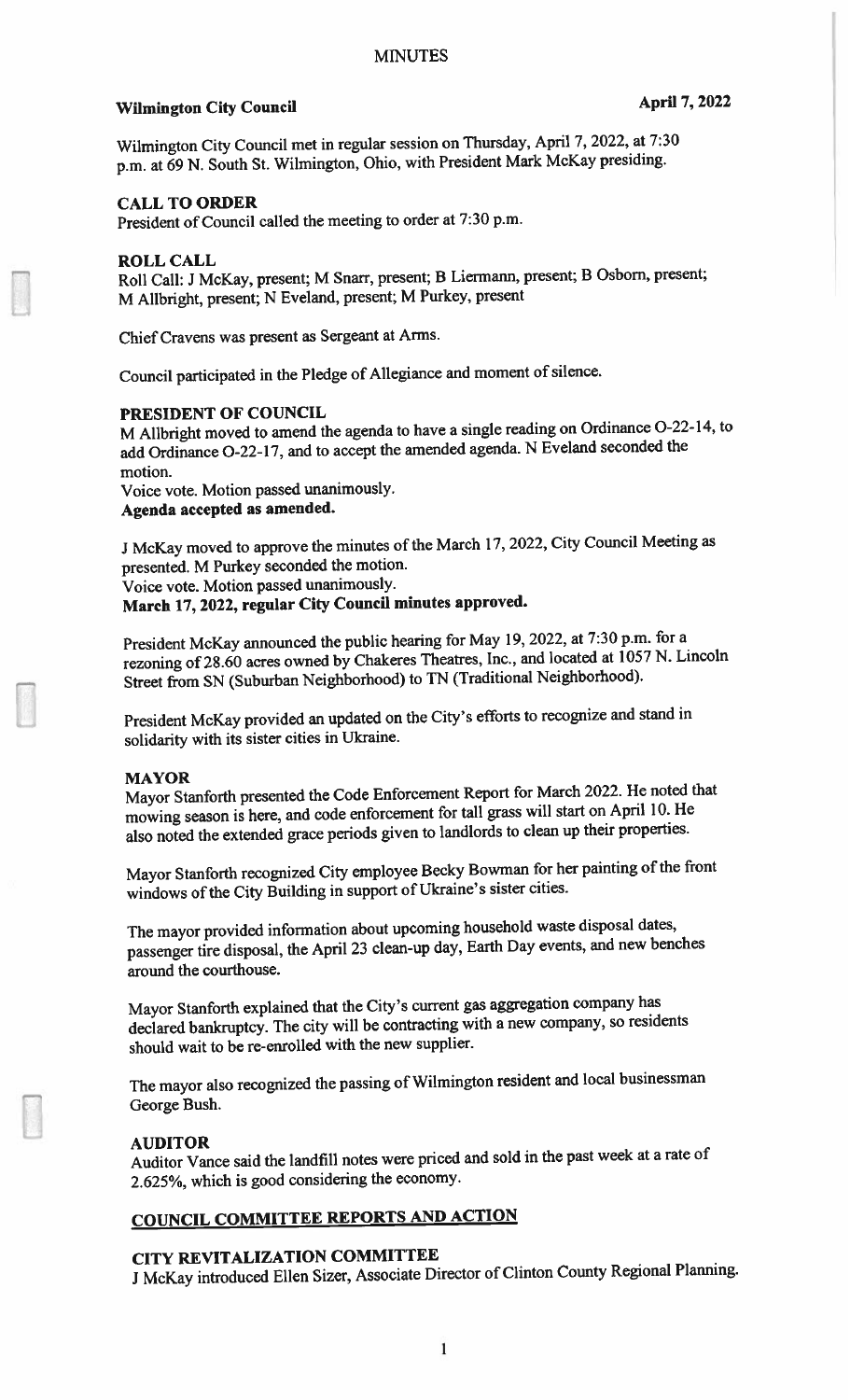# MINUTES

**Wilmington City Council** **April 7, 2022**

Wilmington City Council met in regular session on Thursday, April 7, 2022, at 7:30 p.m. at 69 N. South St. Wilmington, Ohio, with President Mark McKay presiding.

## CALL TO ORDER

President of Council called the meeting to order at 7:30 p.m.

## ROLL CALL

Roll Call: J McKay, present; M Snarr, present; B Liermann, present; B Osborn, present; M Allbright, present; N Eveland, present; M Purkey, present

Chief Cravens was present as Sergeant at Arms.

Council participated in the Pledge of Allegiance and moment of silence.

## PRESIDENT OF COUNCIL

M Allbright moved to amend the agenda to have a single reading on Ordinance O-22-14, to add Ordinance O-22-17, and to accept the amended agenda. N Eveland seconded the motion.
Voice vote. Motion passed unanimously.
**Agenda accepted as amended.**

J McKay moved to approve the minutes of the March 17, 2022, City Council Meeting as presented. M Purkey seconded the motion.
Voice vote. Motion passed unanimously.
**March 17, 2022, regular City Council minutes approved.**

President McKay announced the public hearing for May 19, 2022, at 7:30 p.m. for a rezoning of 28.60 acres owned by Chakeres Theatres, Inc., and located at 1057 N. Lincoln Street from SN (Suburban Neighborhood) to TN (Traditional Neighborhood).

President McKay provided an updated on the City's efforts to recognize and stand in solidarity with its sister cities in Ukraine.

## MAYOR

Mayor Stanforth presented the Code Enforcement Report for March 2022. He noted that mowing season is here, and code enforcement for tall grass will start on April 10. He also noted the extended grace periods given to landlords to clean up their properties.

Mayor Stanforth recognized City employee Becky Bowman for her painting of the front windows of the City Building in support of Ukraine's sister cities.

The mayor provided information about upcoming household waste disposal dates, passenger tire disposal, the April 23 clean-up day, Earth Day events, and new benches around the courthouse.

Mayor Stanforth explained that the City's current gas aggregation company has declared bankruptcy. The city will be contracting with a new company, so residents should wait to be re-enrolled with the new supplier.

The mayor also recognized the passing of Wilmington resident and local businessman George Bush.

## AUDITOR

Auditor Vance said the landfill notes were priced and sold in the past week at a rate of 2.625%, which is good considering the economy.

## COUNCIL COMMITTEE REPORTS AND ACTION

### CITY REVITALIZATION COMMITTEE

J McKay introduced Ellen Sizer, Associate Director of Clinton County Regional Planning.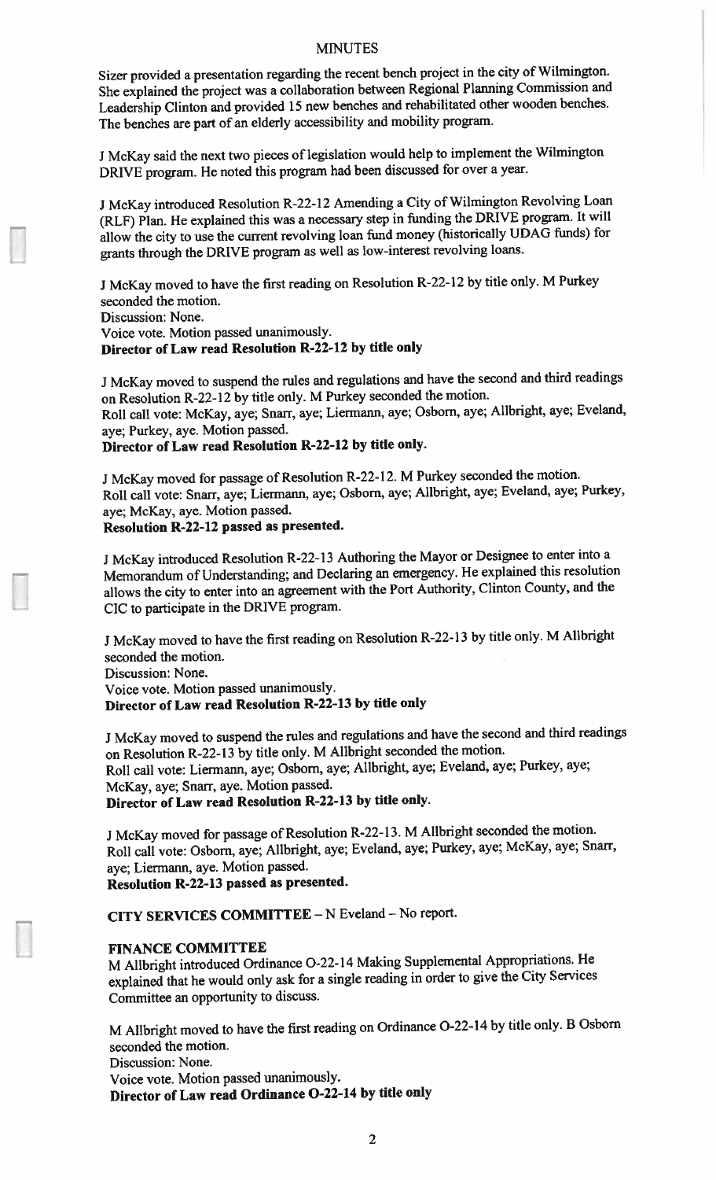## MINUTES

Sizer provided a presentation regarding the recent bench project in the city of Wilmington. She explained the project was a collaboration between Regional Planning Commission and Leadership Clinton and provided 15 new benches and rehabilitated other wooden benches. The benches are part of an elderly accessibility and mobility program.

J McKay said the next two pieces of legislation would help to implement the Wilmington DRIVE program. He noted this program had been discussed for over a year.

J McKay introduced Resolution R-22-12 Amending a City of Wilmington Revolving Loan (RLF) Plan. He explained this was a necessary step in funding the DRIVE program. It will allow the city to use the current revolving loan fund money (historically UDAG funds) for grants through the DRIVE program as well as low-interest revolving loans.

J McKay moved to have the first reading on Resolution R-22-12 by title only. M Purkey seconded the motion.
Discussion: None.
Voice vote. Motion passed unanimously.
**Director of Law read Resolution R-22-12 by title only**

J McKay moved to suspend the rules and regulations and have the second and third readings on Resolution R-22-12 by title only. M Purkey seconded the motion.
Roll call vote: McKay, aye; Snarr, aye; Liermann, aye; Osborn, aye; Allbright, aye; Eveland, aye; Purkey, aye. Motion passed.
**Director of Law read Resolution R-22-12 by title only.**

J McKay moved for passage of Resolution R-22-12. M Purkey seconded the motion.
Roll call vote: Snarr, aye; Liermann, aye; Osborn, aye; Allbright, aye; Eveland, aye; Purkey, aye; McKay, aye. Motion passed.
**Resolution R-22-12 passed as presented.**

J McKay introduced Resolution R-22-13 Authoring the Mayor or Designee to enter into a Memorandum of Understanding; and Declaring an emergency. He explained this resolution allows the city to enter into an agreement with the Port Authority, Clinton County, and the CIC to participate in the DRIVE program.

J McKay moved to have the first reading on Resolution R-22-13 by title only. M Allbright seconded the motion.
Discussion: None.
Voice vote. Motion passed unanimously.
**Director of Law read Resolution R-22-13 by title only**

J McKay moved to suspend the rules and regulations and have the second and third readings on Resolution R-22-13 by title only. M Allbright seconded the motion.
Roll call vote: Liermann, aye; Osborn, aye; Allbright, aye; Eveland, aye; Purkey, aye; McKay, aye; Snarr, aye. Motion passed.
**Director of Law read Resolution R-22-13 by title only.**

J McKay moved for passage of Resolution R-22-13. M Allbright seconded the motion.
Roll call vote: Osborn, aye; Allbright, aye; Eveland, aye; Purkey, aye; McKay, aye; Snarr, aye; Liermann, aye. Motion passed.
**Resolution R-22-13 passed as presented.**

**CITY SERVICES COMMITTEE** – N Eveland – No report.

**FINANCE COMMITTEE**
M Allbright introduced Ordinance O-22-14 Making Supplemental Appropriations. He explained that he would only ask for a single reading in order to give the City Services Committee an opportunity to discuss.

M Allbright moved to have the first reading on Ordinance O-22-14 by title only. B Osborn seconded the motion.
Discussion: None.
Voice vote. Motion passed unanimously.
**Director of Law read Ordinance O-22-14 by title only**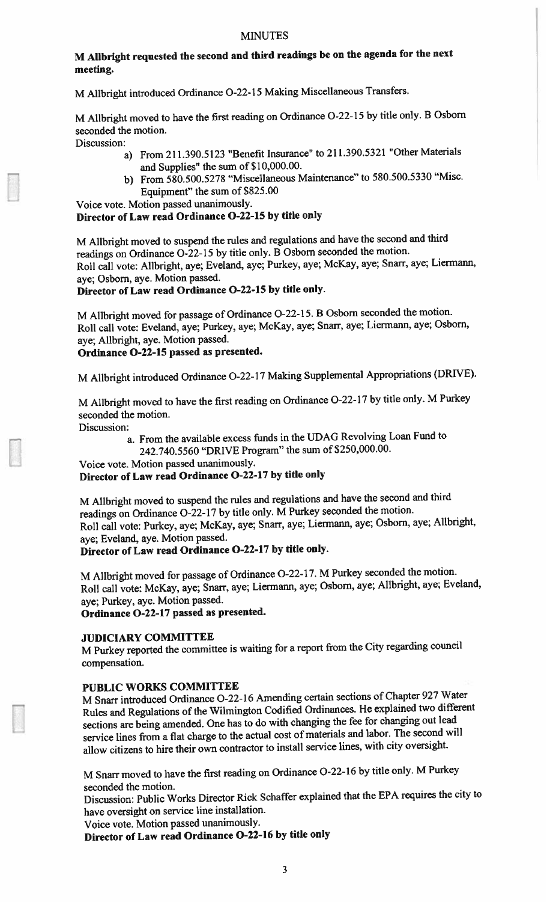MINUTES

**M Allbright requested the second and third readings be on the agenda for the next meeting.**

M Allbright introduced Ordinance O-22-15 Making Miscellaneous Transfers.

M Allbright moved to have the first reading on Ordinance O-22-15 by title only. B Osborn seconded the motion.

Discussion:

a) From 211.390.5123 "Benefit Insurance" to 211.390.5321 "Other Materials and Supplies" the sum of $10,000.00.
b) From 580.500.5278 "Miscellaneous Maintenance" to 580.500.5330 "Misc. Equipment" the sum of $825.00

Voice vote. Motion passed unanimously.

**Director of Law read Ordinance O-22-15 by title only**

M Allbright moved to suspend the rules and regulations and have the second and third readings on Ordinance O-22-15 by title only. B Osborn seconded the motion.
Roll call vote: Allbright, aye; Eveland, aye; Purkey, aye; McKay, aye; Snarr, aye; Liermann, aye; Osborn, aye. Motion passed.

**Director of Law read Ordinance O-22-15 by title only.**

M Allbright moved for passage of Ordinance O-22-15. B Osborn seconded the motion.
Roll call vote: Eveland, aye; Purkey, aye; McKay, aye; Snarr, aye; Liermann, aye; Osborn, aye; Allbright, aye. Motion passed.

**Ordinance O-22-15 passed as presented.**

M Allbright introduced Ordinance O-22-17 Making Supplemental Appropriations (DRIVE).

M Allbright moved to have the first reading on Ordinance O-22-17 by title only. M Purkey seconded the motion.

Discussion:

a. From the available excess funds in the UDAG Revolving Loan Fund to 242.740.5560 "DRIVE Program" the sum of $250,000.00.

Voice vote. Motion passed unanimously.

**Director of Law read Ordinance O-22-17 by title only**

M Allbright moved to suspend the rules and regulations and have the second and third readings on Ordinance O-22-17 by title only. M Purkey seconded the motion.
Roll call vote: Purkey, aye; McKay, aye; Snarr, aye; Liermann, aye; Osborn, aye; Allbright, aye; Eveland, aye. Motion passed.

**Director of Law read Ordinance O-22-17 by title only.**

M Allbright moved for passage of Ordinance O-22-17. M Purkey seconded the motion.
Roll call vote: McKay, aye; Snarr, aye; Liermann, aye; Osborn, aye; Allbright, aye; Eveland, aye; Purkey, aye. Motion passed.

**Ordinance O-22-17 passed as presented.**

**JUDICIARY COMMITTEE**

M Purkey reported the committee is waiting for a report from the City regarding council compensation.

**PUBLIC WORKS COMMITTEE**

M Snarr introduced Ordinance O-22-16 Amending certain sections of Chapter 927 Water Rules and Regulations of the Wilmington Codified Ordinances. He explained two different sections are being amended. One has to do with changing the fee for changing out lead service lines from a flat charge to the actual cost of materials and labor. The second will allow citizens to hire their own contractor to install service lines, with city oversight.

M Snarr moved to have the first reading on Ordinance O-22-16 by title only. M Purkey seconded the motion.

Discussion: Public Works Director Rick Schaffer explained that the EPA requires the city to have oversight on service line installation.

Voice vote. Motion passed unanimously.

**Director of Law read Ordinance O-22-16 by title only**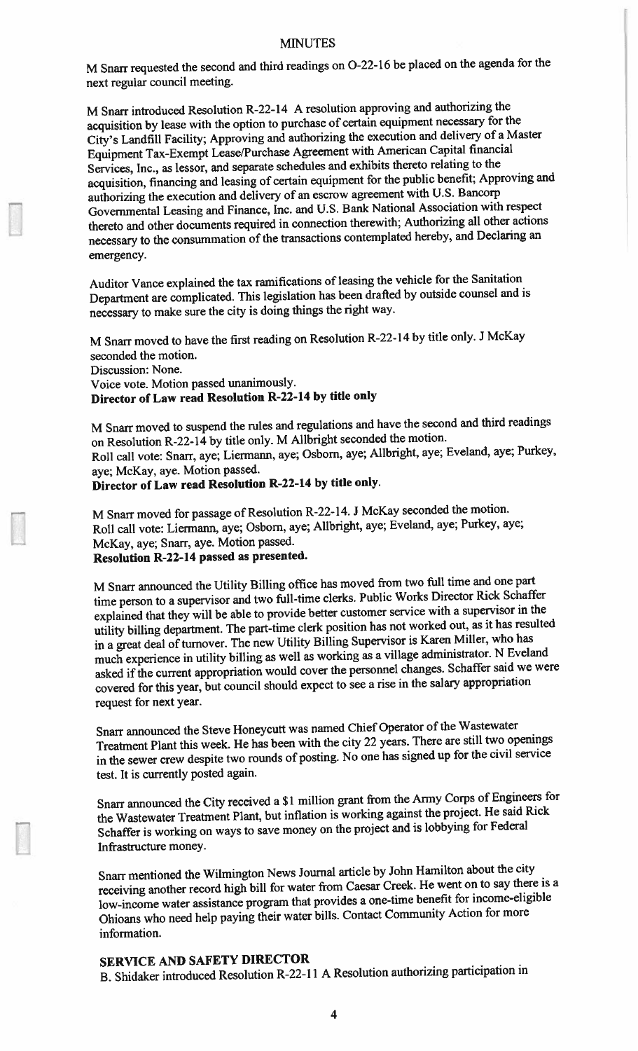M Snarr requested the second and third readings on O-22-16 be placed on the agenda for the next regular council meeting.

M Snarr introduced Resolution R-22-14 A resolution approving and authorizing the acquisition by lease with the option to purchase of certain equipment necessary for the City's Landfill Facility; Approving and authorizing the execution and delivery of a Master Equipment Tax-Exempt Lease/Purchase Agreement with American Capital financial Services, Inc., as lessor, and separate schedules and exhibits thereto relating to the acquisition, financing and leasing of certain equipment for the public benefit; Approving and authorizing the execution and delivery of an escrow agreement with U.S. Bancorp Governmental Leasing and Finance, Inc. and U.S. Bank National Association with respect thereto and other documents required in connection therewith; Authorizing all other actions necessary to the consummation of the transactions contemplated hereby, and Declaring an emergency.

Auditor Vance explained the tax ramifications of leasing the vehicle for the Sanitation Department are complicated. This legislation has been drafted by outside counsel and is necessary to make sure the city is doing things the right way.

M Snarr moved to have the first reading on Resolution R-22-14 by title only. J McKay seconded the motion.
Discussion: None.
Voice vote. Motion passed unanimously.
**Director of Law read Resolution R-22-14 by title only**

M Snarr moved to suspend the rules and regulations and have the second and third readings on Resolution R-22-14 by title only. M Allbright seconded the motion.
Roll call vote: Snarr, aye; Liermann, aye; Osborn, aye; Allbright, aye; Eveland, aye; Purkey, aye; McKay, aye. Motion passed.
**Director of Law read Resolution R-22-14 by title only.**

M Snarr moved for passage of Resolution R-22-14. J McKay seconded the motion.
Roll call vote: Liermann, aye; Osborn, aye; Allbright, aye; Eveland, aye; Purkey, aye; McKay, aye; Snarr, aye. Motion passed.
**Resolution R-22-14 passed as presented.**

M Snarr announced the Utility Billing office has moved from two full time and one part time person to a supervisor and two full-time clerks. Public Works Director Rick Schaffer explained that they will be able to provide better customer service with a supervisor in the utility billing department. The part-time clerk position has not worked out, as it has resulted in a great deal of turnover. The new Utility Billing Supervisor is Karen Miller, who has much experience in utility billing as well as working as a village administrator. N Eveland asked if the current appropriation would cover the personnel changes. Schaffer said we were covered for this year, but council should expect to see a rise in the salary appropriation request for next year.

Snarr announced the Steve Honeycutt was named Chief Operator of the Wastewater Treatment Plant this week. He has been with the city 22 years. There are still two openings in the sewer crew despite two rounds of posting. No one has signed up for the civil service test. It is currently posted again.

Snarr announced the City received a $1 million grant from the Army Corps of Engineers for the Wastewater Treatment Plant, but inflation is working against the project. He said Rick Schaffer is working on ways to save money on the project and is lobbying for Federal Infrastructure money.

Snarr mentioned the Wilmington News Journal article by John Hamilton about the city receiving another record high bill for water from Caesar Creek. He went on to say there is a low-income water assistance program that provides a one-time benefit for income-eligible Ohioans who need help paying their water bills. Contact Community Action for more information.

## SERVICE AND SAFETY DIRECTOR

B. Shidaker introduced Resolution R-22-11 A Resolution authorizing participation in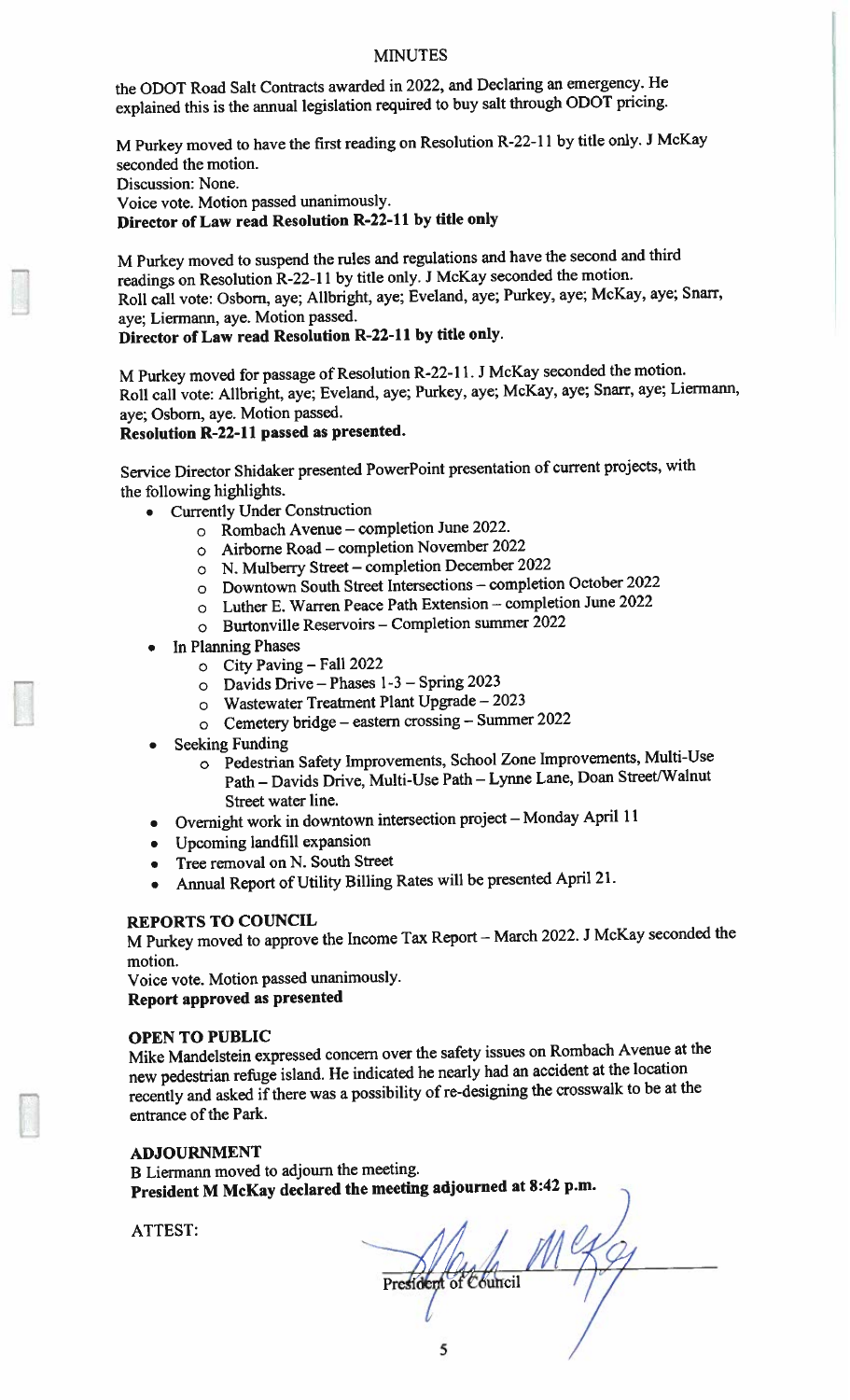the ODOT Road Salt Contracts awarded in 2022, and Declaring an emergency. He explained this is the annual legislation required to buy salt through ODOT pricing.

M Purkey moved to have the first reading on Resolution R-22-11 by title only. J McKay seconded the motion.
Discussion: None.
Voice vote. Motion passed unanimously.
**Director of Law read Resolution R-22-11 by title only**

M Purkey moved to suspend the rules and regulations and have the second and third readings on Resolution R-22-11 by title only. J McKay seconded the motion.
Roll call vote: Osborn, aye; Allbright, aye; Eveland, aye; Purkey, aye; McKay, aye; Snarr, aye; Liermann, aye. Motion passed.
**Director of Law read Resolution R-22-11 by title only.**

M Purkey moved for passage of Resolution R-22-11. J McKay seconded the motion.
Roll call vote: Allbright, aye; Eveland, aye; Purkey, aye; McKay, aye; Snarr, aye; Liermann, aye; Osborn, aye. Motion passed.
**Resolution R-22-11 passed as presented.**

Service Director Shidaker presented PowerPoint presentation of current projects, with the following highlights.

- Currently Under Construction
  - Rombach Avenue – completion June 2022.
  - Airborne Road – completion November 2022
  - N. Mulberry Street – completion December 2022
  - Downtown South Street Intersections – completion October 2022
  - Luther E. Warren Peace Path Extension – completion June 2022
  - Burtonville Reservoirs – Completion summer 2022
- In Planning Phases
  - City Paving – Fall 2022
  - Davids Drive – Phases 1-3 – Spring 2023
  - Wastewater Treatment Plant Upgrade – 2023
  - Cemetery bridge – eastern crossing – Summer 2022
- Seeking Funding
  - Pedestrian Safety Improvements, School Zone Improvements, Multi-Use Path – Davids Drive, Multi-Use Path – Lynne Lane, Doan Street/Walnut Street water line.
- Overnight work in downtown intersection project – Monday April 11
- Upcoming landfill expansion
- Tree removal on N. South Street
- Annual Report of Utility Billing Rates will be presented April 21.

**REPORTS TO COUNCIL**

M Purkey moved to approve the Income Tax Report – March 2022. J McKay seconded the motion.
Voice vote. Motion passed unanimously.
**Report approved as presented**

**OPEN TO PUBLIC**

Mike Mandelstein expressed concern over the safety issues on Rombach Avenue at the new pedestrian refuge island. He indicated he nearly had an accident at the location recently and asked if there was a possibility of re-designing the crosswalk to be at the entrance of the Park.

**ADJOURNMENT**

B Liermann moved to adjourn the meeting.
**President M McKay declared the meeting adjourned at 8:42 p.m.**

ATTEST:

President of Council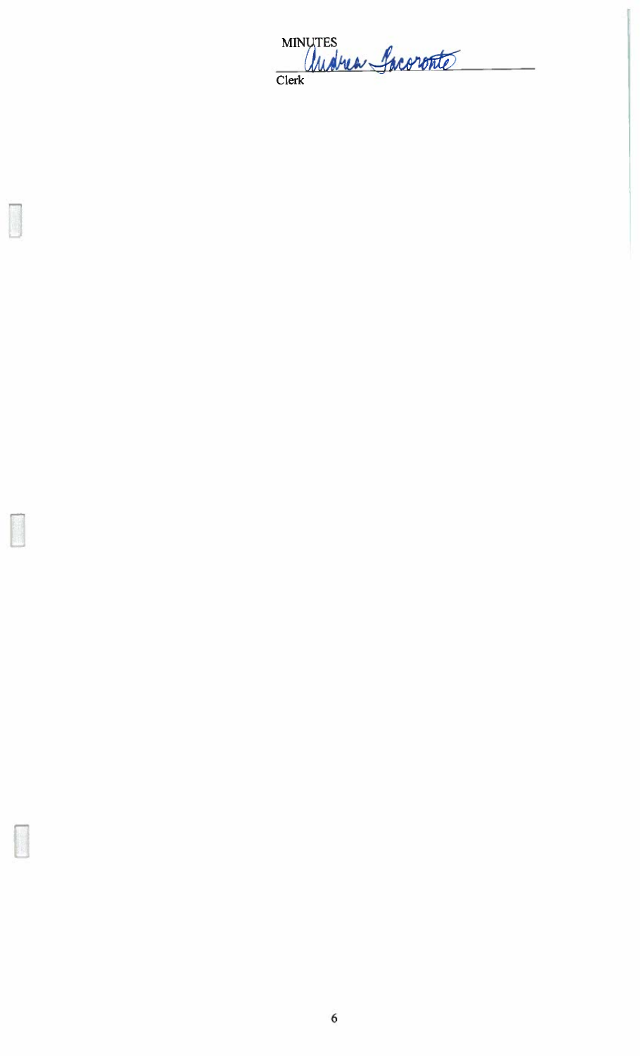MINUTES

Andrea Iacoronte

Clerk